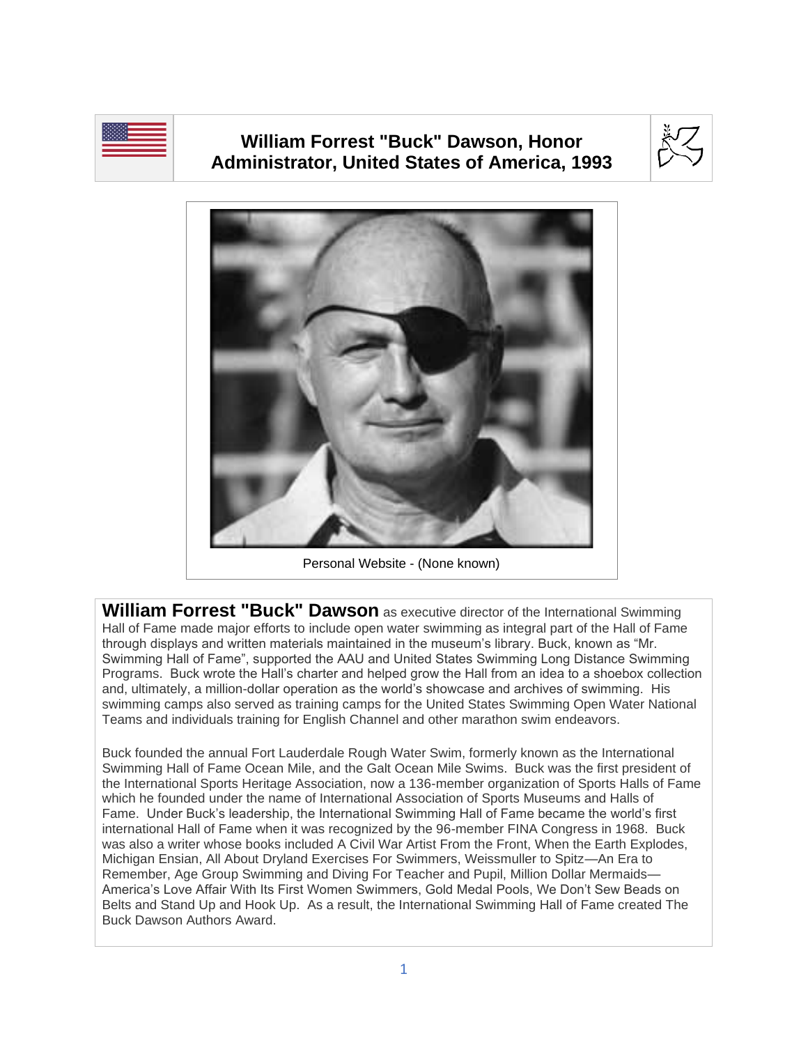# William Forrest "Buck" Dawson, Honor Administrator, United States of America, 1993

Personal Website - (None known)

**William Forrest "Buck" Dawson** as executive director of the International Swimming Hall of Fame made major efforts to include open water swimming as integral part of the Hall of Fame through displays and written materials maintained in the museum's library. Buck, known as "Mr. Swimming Hall of Fame", supported the AAU and United States Swimming Long Distance Swimming Programs. Buck wrote the Hall's charter and helped grow the Hall from an idea to a shoebox collection and, ultimately, a million-dollar operation as the world's showcase and archives of swimming. His swimming camps also served as training camps for the United States Swimming Open Water National Teams and individuals training for English Channel and other marathon swim endeavors.

Buck founded the annual Fort Lauderdale Rough Water Swim, formerly known as the International Swimming Hall of Fame Ocean Mile, and the Galt Ocean Mile Swims. Buck was the first president of the International Sports Heritage Association, now a 136-member organization of Sports Halls of Fame which he founded under the name of International Association of Sports Museums and Halls of Fame. Under Buck's leadership, the International Swimming Hall of Fame became the world's first international Hall of Fame when it was recognized by the 96-member FINA Congress in 1968. Buck was also a writer whose books included A Civil War Artist From the Front, When the Earth Explodes, Michigan Ensian, All About Dryland Exercises For Swimmers, Weissmuller to Spitz—An Era to Remember, Age Group Swimming and Diving For Teacher and Pupil, Million Dollar Mermaids—America's Love Affair With Its First Women Swimmers, Gold Medal Pools, We Don't Sew Beads on Belts and Stand Up and Hook Up. As a result, the International Swimming Hall of Fame created The Buck Dawson Authors Award.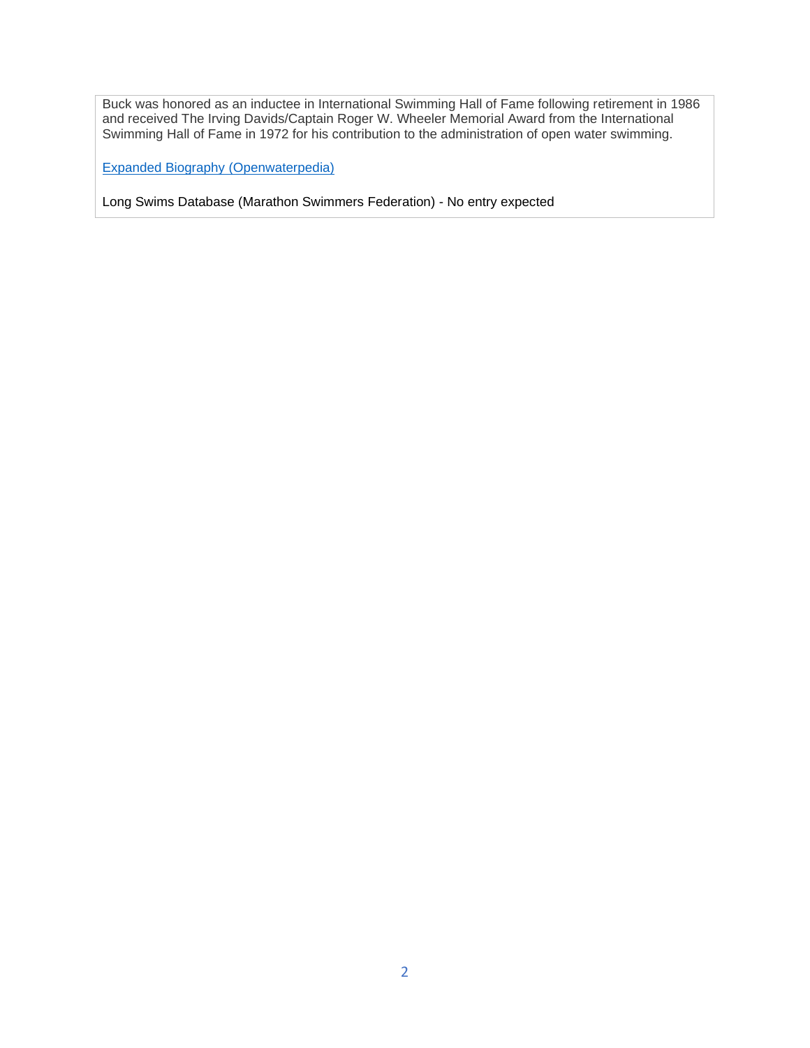Buck was honored as an inductee in International Swimming Hall of Fame following retirement in 1986 and received The Irving Davids/Captain Roger W. Wheeler Memorial Award from the International Swimming Hall of Fame in 1972 for his contribution to the administration of open water swimming.

Expanded Biography (Openwaterpedia)

Long Swims Database (Marathon Swimmers Federation) - No entry expected